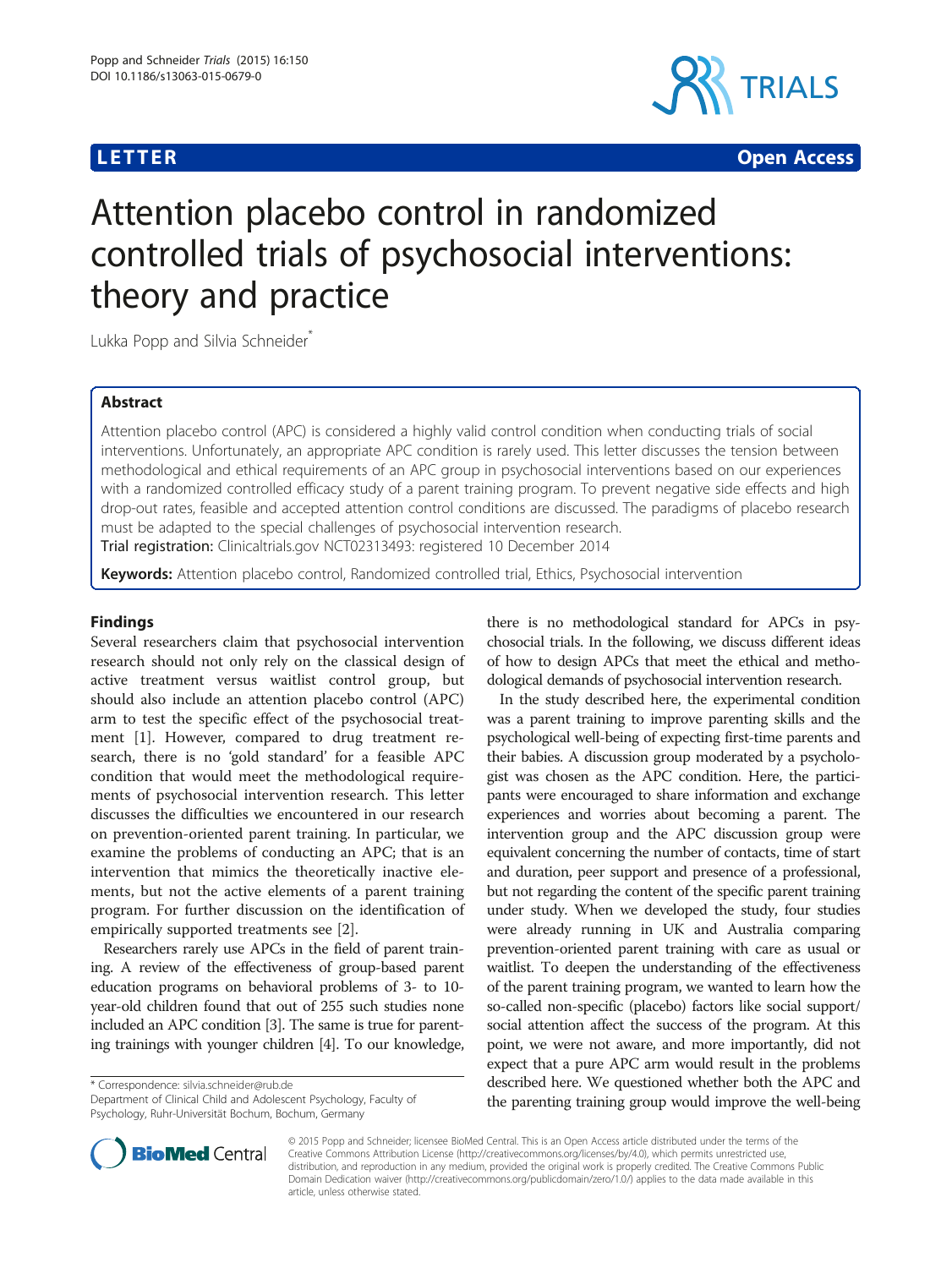LETTER Open Access

# Attention placebo control in randomized controlled trials of psychosocial interventions: theory and practice

Lukka Popp and Silvia Schneider*

## Abstract

Attention placebo control (APC) is considered a highly valid control condition when conducting trials of social interventions. Unfortunately, an appropriate APC condition is rarely used. This letter discusses the tension between methodological and ethical requirements of an APC group in psychosocial interventions based on our experiences with a randomized controlled efficacy study of a parent training program. To prevent negative side effects and high drop-out rates, feasible and accepted attention control conditions are discussed. The paradigms of placebo research must be adapted to the special challenges of psychosocial intervention research.

**Trial registration:** Clinicaltrials.gov NCT02313493: registered 10 December 2014

**Keywords:** Attention placebo control, Randomized controlled trial, Ethics, Psychosocial intervention

## Findings

Several researchers claim that psychosocial intervention research should not only rely on the classical design of active treatment versus waitlist control group, but should also include an attention placebo control (APC) arm to test the specific effect of the psychosocial treatment [1]. However, compared to drug treatment research, there is no 'gold standard' for a feasible APC condition that would meet the methodological requirements of psychosocial intervention research. This letter discusses the difficulties we encountered in our research on prevention-oriented parent training. In particular, we examine the problems of conducting an APC; that is an intervention that mimics the theoretically inactive elements, but not the active elements of a parent training program. For further discussion on the identification of empirically supported treatments see [2].

Researchers rarely use APCs in the field of parent training. A review of the effectiveness of group-based parent education programs on behavioral problems of 3- to 10-year-old children found that out of 255 such studies none included an APC condition [3]. The same is true for parenting trainings with younger children [4]. To our knowledge, there is no methodological standard for APCs in psychosocial trials. In the following, we discuss different ideas of how to design APCs that meet the ethical and methodological demands of psychosocial intervention research.

In the study described here, the experimental condition was a parent training to improve parenting skills and the psychological well-being of expecting first-time parents and their babies. A discussion group moderated by a psychologist was chosen as the APC condition. Here, the participants were encouraged to share information and exchange experiences and worries about becoming a parent. The intervention group and the APC discussion group were equivalent concerning the number of contacts, time of start and duration, peer support and presence of a professional, but not regarding the content of the specific parent training under study. When we developed the study, four studies were already running in UK and Australia comparing prevention-oriented parent training with care as usual or waitlist. To deepen the understanding of the effectiveness of the parent training program, we wanted to learn how the so-called non-specific (placebo) factors like social support/social attention affect the success of the program. At this point, we were not aware, and more importantly, did not expect that a pure APC arm would result in the problems described here. We questioned whether both the APC and the parenting training group would improve the well-being

* Correspondence: silvia.schneider@rub.de
Department of Clinical Child and Adolescent Psychology, Faculty of Psychology, Ruhr-Universität Bochum, Bochum, Germany

© 2015 Popp and Schneider; licensee BioMed Central. This is an Open Access article distributed under the terms of the Creative Commons Attribution License (http://creativecommons.org/licenses/by/4.0), which permits unrestricted use, distribution, and reproduction in any medium, provided the original work is properly credited. The Creative Commons Public Domain Dedication waiver (http://creativecommons.org/publicdomain/zero/1.0/) applies to the data made available in this article, unless otherwise stated.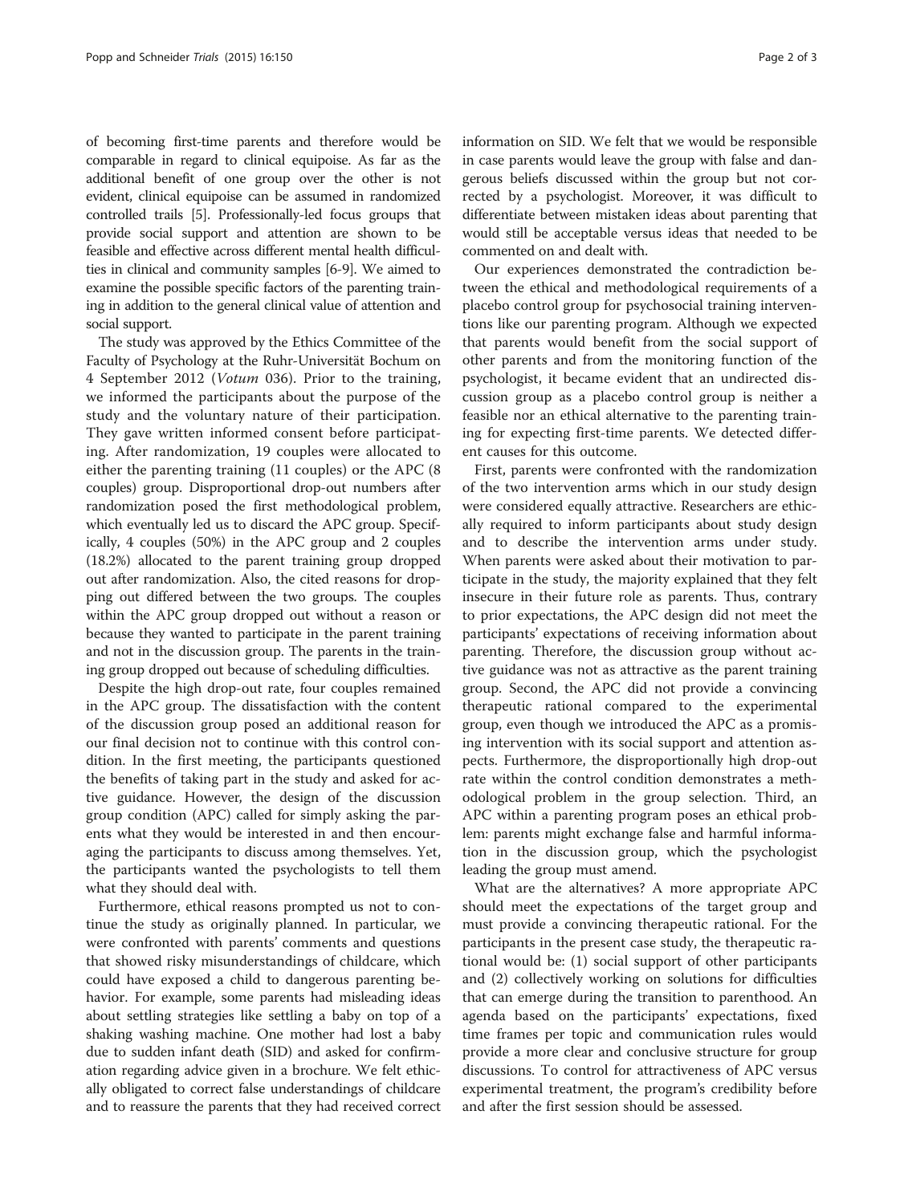of becoming first-time parents and therefore would be comparable in regard to clinical equipoise. As far as the additional benefit of one group over the other is not evident, clinical equipoise can be assumed in randomized controlled trails [5]. Professionally-led focus groups that provide social support and attention are shown to be feasible and effective across different mental health difficulties in clinical and community samples [6-9]. We aimed to examine the possible specific factors of the parenting training in addition to the general clinical value of attention and social support.

The study was approved by the Ethics Committee of the Faculty of Psychology at the Ruhr-Universität Bochum on 4 September 2012 (*Votum* 036). Prior to the training, we informed the participants about the purpose of the study and the voluntary nature of their participation. They gave written informed consent before participating. After randomization, 19 couples were allocated to either the parenting training (11 couples) or the APC (8 couples) group. Disproportional drop-out numbers after randomization posed the first methodological problem, which eventually led us to discard the APC group. Specifically, 4 couples (50%) in the APC group and 2 couples (18.2%) allocated to the parent training group dropped out after randomization. Also, the cited reasons for dropping out differed between the two groups. The couples within the APC group dropped out without a reason or because they wanted to participate in the parent training and not in the discussion group. The parents in the training group dropped out because of scheduling difficulties.

Despite the high drop-out rate, four couples remained in the APC group. The dissatisfaction with the content of the discussion group posed an additional reason for our final decision not to continue with this control condition. In the first meeting, the participants questioned the benefits of taking part in the study and asked for active guidance. However, the design of the discussion group condition (APC) called for simply asking the parents what they would be interested in and then encouraging the participants to discuss among themselves. Yet, the participants wanted the psychologists to tell them what they should deal with.

Furthermore, ethical reasons prompted us not to continue the study as originally planned. In particular, we were confronted with parents' comments and questions that showed risky misunderstandings of childcare, which could have exposed a child to dangerous parenting behavior. For example, some parents had misleading ideas about settling strategies like settling a baby on top of a shaking washing machine. One mother had lost a baby due to sudden infant death (SID) and asked for confirmation regarding advice given in a brochure. We felt ethically obligated to correct false understandings of childcare and to reassure the parents that they had received correct information on SID. We felt that we would be responsible in case parents would leave the group with false and dangerous beliefs discussed within the group but not corrected by a psychologist. Moreover, it was difficult to differentiate between mistaken ideas about parenting that would still be acceptable versus ideas that needed to be commented on and dealt with.

Our experiences demonstrated the contradiction between the ethical and methodological requirements of a placebo control group for psychosocial training interventions like our parenting program. Although we expected that parents would benefit from the social support of other parents and from the monitoring function of the psychologist, it became evident that an undirected discussion group as a placebo control group is neither a feasible nor an ethical alternative to the parenting training for expecting first-time parents. We detected different causes for this outcome.

First, parents were confronted with the randomization of the two intervention arms which in our study design were considered equally attractive. Researchers are ethically required to inform participants about study design and to describe the intervention arms under study. When parents were asked about their motivation to participate in the study, the majority explained that they felt insecure in their future role as parents. Thus, contrary to prior expectations, the APC design did not meet the participants' expectations of receiving information about parenting. Therefore, the discussion group without active guidance was not as attractive as the parent training group. Second, the APC did not provide a convincing therapeutic rational compared to the experimental group, even though we introduced the APC as a promising intervention with its social support and attention aspects. Furthermore, the disproportionally high drop-out rate within the control condition demonstrates a methodological problem in the group selection. Third, an APC within a parenting program poses an ethical problem: parents might exchange false and harmful information in the discussion group, which the psychologist leading the group must amend.

What are the alternatives? A more appropriate APC should meet the expectations of the target group and must provide a convincing therapeutic rational. For the participants in the present case study, the therapeutic rational would be: (1) social support of other participants and (2) collectively working on solutions for difficulties that can emerge during the transition to parenthood. An agenda based on the participants' expectations, fixed time frames per topic and communication rules would provide a more clear and conclusive structure for group discussions. To control for attractiveness of APC versus experimental treatment, the program's credibility before and after the first session should be assessed.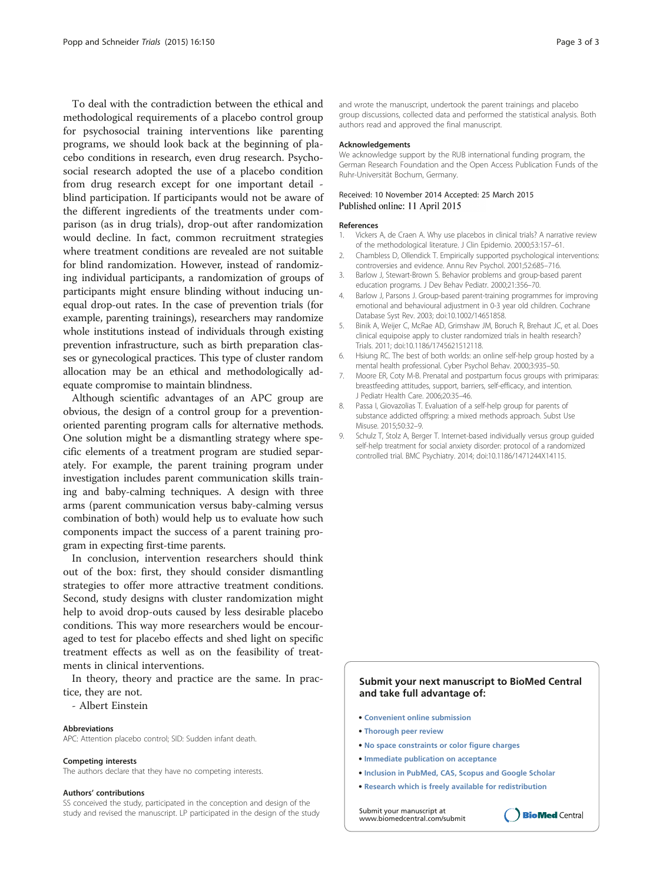To deal with the contradiction between the ethical and methodological requirements of a placebo control group for psychosocial training interventions like parenting programs, we should look back at the beginning of placebo conditions in research, even drug research. Psychosocial research adopted the use of a placebo condition from drug research except for one important detail - blind participation. If participants would not be aware of the different ingredients of the treatments under comparison (as in drug trials), drop-out after randomization would decline. In fact, common recruitment strategies where treatment conditions are revealed are not suitable for blind randomization. However, instead of randomizing individual participants, a randomization of groups of participants might ensure blinding without inducing unequal drop-out rates. In the case of prevention trials (for example, parenting trainings), researchers may randomize whole institutions instead of individuals through existing prevention infrastructure, such as birth preparation classes or gynecological practices. This type of cluster random allocation may be an ethical and methodologically adequate compromise to maintain blindness.

Although scientific advantages of an APC group are obvious, the design of a control group for a prevention-oriented parenting program calls for alternative methods. One solution might be a dismantling strategy where specific elements of a treatment program are studied separately. For example, the parent training program under investigation includes parent communication skills training and baby-calming techniques. A design with three arms (parent communication versus baby-calming versus combination of both) would help us to evaluate how such components impact the success of a parent training program in expecting first-time parents.

In conclusion, intervention researchers should think out of the box: first, they should consider dismantling strategies to offer more attractive treatment conditions. Second, study designs with cluster randomization might help to avoid drop-outs caused by less desirable placebo conditions. This way more researchers would be encouraged to test for placebo effects and shed light on specific treatment effects as well as on the feasibility of treatments in clinical interventions.

In theory, theory and practice are the same. In practice, they are not.

- Albert Einstein

#### Abbreviations

APC: Attention placebo control; SID: Sudden infant death.

#### Competing interests

The authors declare that they have no competing interests.

#### Authors' contributions

SS conceived the study, participated in the conception and design of the study and revised the manuscript. LP participated in the design of the study and wrote the manuscript, undertook the parent trainings and placebo group discussions, collected data and performed the statistical analysis. Both authors read and approved the final manuscript.

#### Acknowledgements

We acknowledge support by the RUB international funding program, the German Research Foundation and the Open Access Publication Funds of the Ruhr-Universität Bochum, Germany.

Received: 10 November 2014 Accepted: 25 March 2015
Published online: 11 April 2015

#### References

1. Vickers A, de Craen A. Why use placebos in clinical trials? A narrative review of the methodological literature. J Clin Epidemio. 2000;53:157–61.
2. Chambless D, Ollendick T. Empirically supported psychological interventions: controversies and evidence. Annu Rev Psychol. 2001;52:685–716.
3. Barlow J, Stewart-Brown S. Behavior problems and group-based parent education programs. J Dev Behav Pediatr. 2000;21:356–70.
4. Barlow J, Parsons J. Group-based parent-training programmes for improving emotional and behavioural adjustment in 0-3 year old children. Cochrane Database Syst Rev. 2003; doi:10.1002/14651858.
5. Binik A, Weijer C, McRae AD, Grimshaw JM, Boruch R, Brehaut JC, et al. Does clinical equipoise apply to cluster randomized trials in health research? Trials. 2011; doi:10.1186/1745621512118.
6. Hsiung RC. The best of both worlds: an online self-help group hosted by a mental health professional. Cyber Psychol Behav. 2000;3:935–50.
7. Moore ER, Coty M-B. Prenatal and postpartum focus groups with primiparas: breastfeeding attitudes, support, barriers, self-efficacy, and intention. J Pediatr Health Care. 2006;20:35–46.
8. Passa I, Giovazolias T. Evaluation of a self-help group for parents of substance addicted offspring: a mixed methods approach. Subst Use Misuse. 2015;50:32–9.
9. Schulz T, Stolz A, Berger T. Internet-based individually versus group guided self-help treatment for social anxiety disorder: protocol of a randomized controlled trial. BMC Psychiatry. 2014; doi:10.1186/1471244X14115.

**Submit your next manuscript to BioMed Central and take full advantage of:**

- Convenient online submission
- Thorough peer review
- No space constraints or color figure charges
- Immediate publication on acceptance
- Inclusion in PubMed, CAS, Scopus and Google Scholar
- Research which is freely available for redistribution

Submit your manuscript at www.biomedcentral.com/submit

BioMed Central